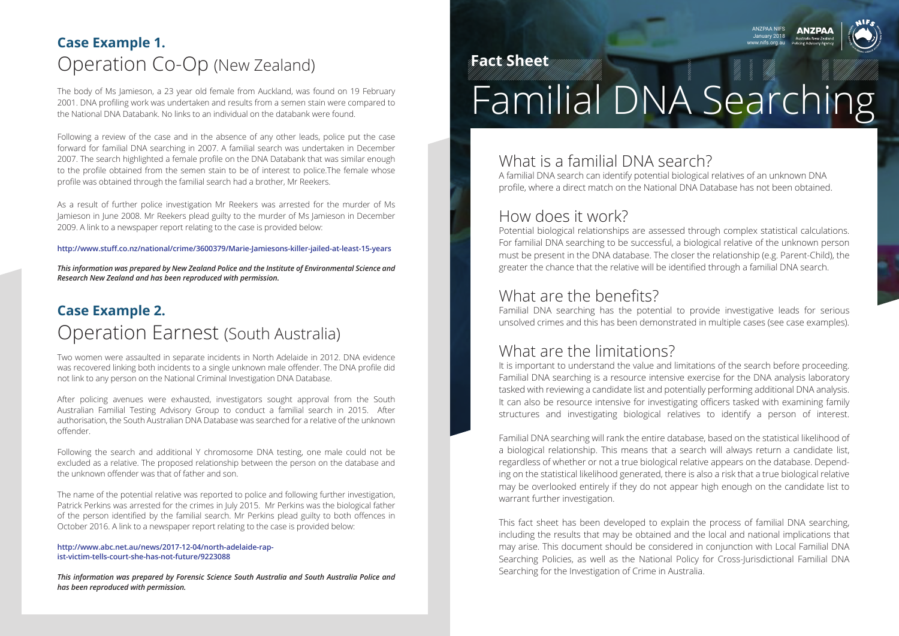# Fact Sheet

# Familial DNA Searching

ANZPAA NIFS
January 2018
www.nifs.org.au

## What is a familial DNA search?

A familial DNA search can identify potential biological relatives of an unknown DNA profile, where a direct match on the National DNA Database has not been obtained.

## How does it work?

Potential biological relationships are assessed through complex statistical calculations. For familial DNA searching to be successful, a biological relative of the unknown person must be present in the DNA database. The closer the relationship (e.g. Parent-Child), the greater the chance that the relative will be identified through a familial DNA search.

## What are the benefits?

Familial DNA searching has the potential to provide investigative leads for serious unsolved crimes and this has been demonstrated in multiple cases (see case examples).

## What are the limitations?

It is important to understand the value and limitations of the search before proceeding. Familial DNA searching is a resource intensive exercise for the DNA analysis laboratory tasked with reviewing a candidate list and potentially performing additional DNA analysis. It can also be resource intensive for investigating officers tasked with examining family structures and investigating biological relatives to identify a person of interest.

Familial DNA searching will rank the entire database, based on the statistical likelihood of a biological relationship. This means that a search will always return a candidate list, regardless of whether or not a true biological relative appears on the database. Depending on the statistical likelihood generated, there is also a risk that a true biological relative may be overlooked entirely if they do not appear high enough on the candidate list to warrant further investigation.

This fact sheet has been developed to explain the process of familial DNA searching, including the results that may be obtained and the local and national implications that may arise. This document should be considered in conjunction with Local Familial DNA Searching Policies, as well as the National Policy for Cross-Jurisdictional Familial DNA Searching for the Investigation of Crime in Australia.

## Case Example 1.

### Operation Co-Op (New Zealand)

The body of Ms Jamieson, a 23 year old female from Auckland, was found on 19 February 2001. DNA profiling work was undertaken and results from a semen stain were compared to the National DNA Databank. No links to an individual on the databank were found.

Following a review of the case and in the absence of any other leads, police put the case forward for familial DNA searching in 2007. A familial search was undertaken in December 2007. The search highlighted a female profile on the DNA Databank that was similar enough to the profile obtained from the semen stain to be of interest to police.The female whose profile was obtained through the familial search had a brother, Mr Reekers.

As a result of further police investigation Mr Reekers was arrested for the murder of Ms Jamieson in June 2008. Mr Reekers plead guilty to the murder of Ms Jamieson in December 2009. A link to a newspaper report relating to the case is provided below:

**http://www.stuff.co.nz/national/crime/3600379/Marie-Jamiesons-killer-jailed-at-least-15-years**

***This information was prepared by New Zealand Police and the Institute of Environmental Science and Research New Zealand and has been reproduced with permission.***

## Case Example 2.

### Operation Earnest (South Australia)

Two women were assaulted in separate incidents in North Adelaide in 2012. DNA evidence was recovered linking both incidents to a single unknown male offender. The DNA profile did not link to any person on the National Criminal Investigation DNA Database.

After policing avenues were exhausted, investigators sought approval from the South Australian Familial Testing Advisory Group to conduct a familial search in 2015. After authorisation, the South Australian DNA Database was searched for a relative of the unknown offender.

Following the search and additional Y chromosome DNA testing, one male could not be excluded as a relative. The proposed relationship between the person on the database and the unknown offender was that of father and son.

The name of the potential relative was reported to police and following further investigation, Patrick Perkins was arrested for the crimes in July 2015. Mr Perkins was the biological father of the person identified by the familial search. Mr Perkins plead guilty to both offences in October 2016. A link to a newspaper report relating to the case is provided below:

**http://www.abc.net.au/news/2017-12-04/north-adelaide-rapist-victim-tells-court-she-has-not-future/9223088**

***This information was prepared by Forensic Science South Australia and South Australia Police and has been reproduced with permission.***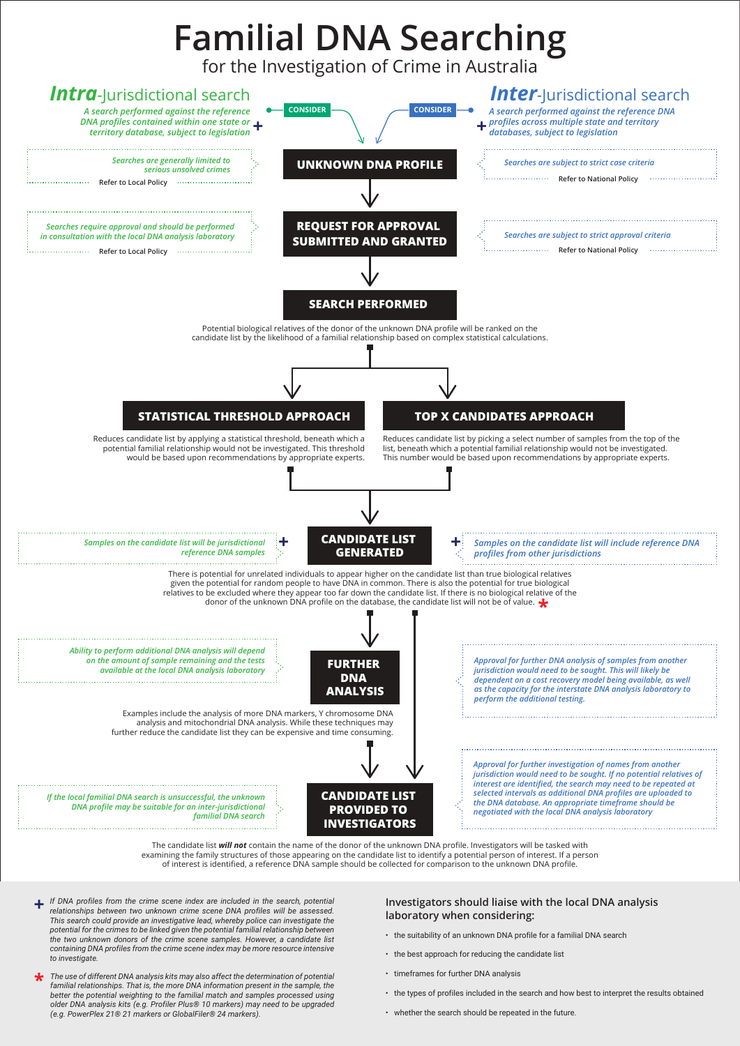# Familial DNA Searching

## for the Investigation of Crime in Australia

### *Intra*-Jurisdictional search

*A search performed against the reference DNA profiles contained within one state or territory database, subject to legislation* +

### *Inter*-Jurisdictional search

+ *A search performed against the reference DNA profiles across multiple state and territory databases, subject to legislation*

CONSIDER → **UNKNOWN DNA PROFILE** ← CONSIDER

*Searches are generally limited to serious unsolved crimes*
Refer to Local Policy

*Searches are subject to strict case criteria*
Refer to National Policy

**REQUEST FOR APPROVAL SUBMITTED AND GRANTED**

*Searches require approval and should be performed in consultation with the local DNA analysis laboratory*
Refer to Local Policy

*Searches are subject to strict approval criteria*
Refer to National Policy

**SEARCH PERFORMED**

Potential biological relatives of the donor of the unknown DNA profile will be ranked on the candidate list by the likelihood of a familial relationship based on complex statistical calculations.

**STATISTICAL THRESHOLD APPROACH**

Reduces candidate list by applying a statistical threshold, beneath which a potential familial relationship would not be investigated. This threshold would be based upon recommendations by appropriate experts.

**TOP X CANDIDATES APPROACH**

Reduces candidate list by picking a select number of samples from the top of the list, beneath which a potential familial relationship would not be investigated. This number would be based upon recommendations by appropriate experts.

**CANDIDATE LIST GENERATED**

*Samples on the candidate list will be jurisdictional reference DNA samples* +

+ *Samples on the candidate list will include reference DNA profiles from other jurisdictions*

There is potential for unrelated individuals to appear higher on the candidate list than true biological relatives given the potential for random people to have DNA in common. There is also the potential for true biological relatives to be excluded where they appear too far down the candidate list. If there is no biological relative of the donor of the unknown DNA profile on the database, the candidate list will not be of value. *

**FURTHER DNA ANALYSIS**

*Ability to perform additional DNA analysis will depend on the amount of sample remaining and the tests available at the local DNA analysis laboratory*

*Approval for further DNA analysis of samples from another jurisdiction would need to be sought. This will likely be dependent on a cost recovery model being available, as well as the capacity for the interstate DNA analysis laboratory to perform the additional testing.*

Examples include the analysis of more DNA markers, Y chromosome DNA analysis and mitochondrial DNA analysis. While these techniques may further reduce the candidate list they can be expensive and time consuming.

**CANDIDATE LIST PROVIDED TO INVESTIGATORS**

*If the local familial DNA search is unsuccessful, the unknown DNA profile may be suitable for an inter-jurisdictional familial DNA search*

*Approval for further investigation of names from another jurisdiction would need to be sought. If no potential relatives of interest are identified, the search may need to be repeated at selected intervals as additional DNA profiles are uploaded to the DNA database. An appropriate timeframe should be negotiated with the local DNA analysis laboratory*

The candidate list ***will not*** contain the name of the donor of the unknown DNA profile. Investigators will be tasked with examining the family structures of those appearing on the candidate list to identify a potential person of interest. If a person of interest is identified, a reference DNA sample should be collected for comparison to the unknown DNA profile.

+ *If DNA profiles from the crime scene index are included in the search, potential relationships between two unknown crime scene DNA profiles will be assessed. This search could provide an investigative lead, whereby police can investigate the potential for the crimes to be linked given the potential familial relationship between the two unknown donors of the crime scene samples. However, a candidate list containing DNA profiles from the crime scene index may be more resource intensive to investigate.*

* *The use of different DNA analysis kits may also affect the determination of potential familial relationships. That is, the more DNA information present in the sample, the better the potential weighting to the familial match and samples processed using older DNA analysis kits (e.g. Profiler Plus® 10 markers) may need to be upgraded (e.g. PowerPlex 21® 21 markers or GlobalFiler® 24 markers).*

### Investigators should liaise with the local DNA analysis laboratory when considering:

- the suitability of an unknown DNA profile for a familial DNA search
- the best approach for reducing the candidate list
- timeframes for further DNA analysis
- the types of profiles included in the search and how best to interpret the results obtained
- whether the search should be repeated in the future.